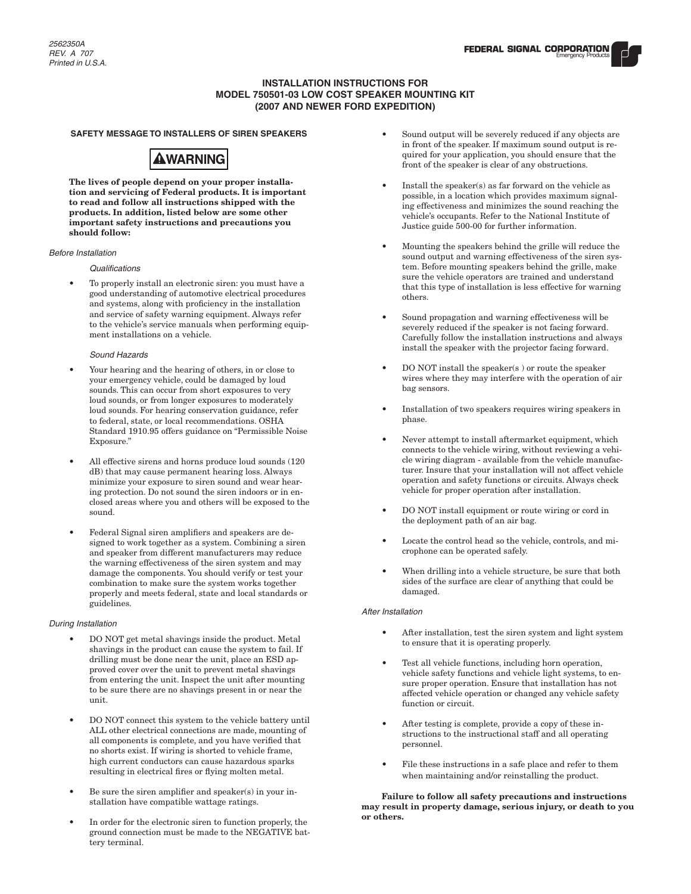2562350A
REV. A 707
Printed in U.S.A.

FEDERAL SIGNAL CORPORATION
Emergency Products

# INSTALLATION INSTRUCTIONS FOR MODEL 750501-03 LOW COST SPEAKER MOUNTING KIT (2007 AND NEWER FORD EXPEDITION)

## SAFETY MESSAGE TO INSTALLERS OF SIREN SPEAKERS

**WARNING**

**The lives of people depend on your proper installation and servicing of Federal products. It is important to read and follow all instructions shipped with the products. In addition, listed below are some other important safety instructions and precautions you should follow:**

*Before Installation*

*Qualifications*

- To properly install an electronic siren: you must have a good understanding of automotive electrical procedures and systems, along with proficiency in the installation and service of safety warning equipment. Always refer to the vehicle's service manuals when performing equipment installations on a vehicle.

*Sound Hazards*

- Your hearing and the hearing of others, in or close to your emergency vehicle, could be damaged by loud sounds. This can occur from short exposures to very loud sounds, or from longer exposures to moderately loud sounds. For hearing conservation guidance, refer to federal, state, or local recommendations. OSHA Standard 1910.95 offers guidance on "Permissible Noise Exposure."
- All effective sirens and horns produce loud sounds (120 dB) that may cause permanent hearing loss. Always minimize your exposure to siren sound and wear hearing protection. Do not sound the siren indoors or in enclosed areas where you and others will be exposed to the sound.
- Federal Signal siren amplifiers and speakers are designed to work together as a system. Combining a siren and speaker from different manufacturers may reduce the warning effectiveness of the siren system and may damage the components. You should verify or test your combination to make sure the system works together properly and meets federal, state and local standards or guidelines.

*During Installation*

- DO NOT get metal shavings inside the product. Metal shavings in the product can cause the system to fail. If drilling must be done near the unit, place an ESD approved cover over the unit to prevent metal shavings from entering the unit. Inspect the unit after mounting to be sure there are no shavings present in or near the unit.
- DO NOT connect this system to the vehicle battery until ALL other electrical connections are made, mounting of all components is complete, and you have verified that no shorts exist. If wiring is shorted to vehicle frame, high current conductors can cause hazardous sparks resulting in electrical fires or flying molten metal.
- Be sure the siren amplifier and speaker(s) in your installation have compatible wattage ratings.
- In order for the electronic siren to function properly, the ground connection must be made to the NEGATIVE battery terminal.
- Sound output will be severely reduced if any objects are in front of the speaker. If maximum sound output is required for your application, you should ensure that the front of the speaker is clear of any obstructions.
- Install the speaker(s) as far forward on the vehicle as possible, in a location which provides maximum signaling effectiveness and minimizes the sound reaching the vehicle's occupants. Refer to the National Institute of Justice guide 500-00 for further information.
- Mounting the speakers behind the grille will reduce the sound output and warning effectiveness of the siren system. Before mounting speakers behind the grille, make sure the vehicle operators are trained and understand that this type of installation is less effective for warning others.
- Sound propagation and warning effectiveness will be severely reduced if the speaker is not facing forward. Carefully follow the installation instructions and always install the speaker with the projector facing forward.
- DO NOT install the speaker(s ) or route the speaker wires where they may interfere with the operation of air bag sensors.
- Installation of two speakers requires wiring speakers in phase.
- Never attempt to install aftermarket equipment, which connects to the vehicle wiring, without reviewing a vehicle wiring diagram - available from the vehicle manufacturer. Insure that your installation will not affect vehicle operation and safety functions or circuits. Always check vehicle for proper operation after installation.
- DO NOT install equipment or route wiring or cord in the deployment path of an air bag.
- Locate the control head so the vehicle, controls, and microphone can be operated safely.
- When drilling into a vehicle structure, be sure that both sides of the surface are clear of anything that could be damaged.

*After Installation*

- After installation, test the siren system and light system to ensure that it is operating properly.
- Test all vehicle functions, including horn operation, vehicle safety functions and vehicle light systems, to ensure proper operation. Ensure that installation has not affected vehicle operation or changed any vehicle safety function or circuit.
- After testing is complete, provide a copy of these instructions to the instructional staff and all operating personnel.
- File these instructions in a safe place and refer to them when maintaining and/or reinstalling the product.

**Failure to follow all safety precautions and instructions may result in property damage, serious injury, or death to you or others.**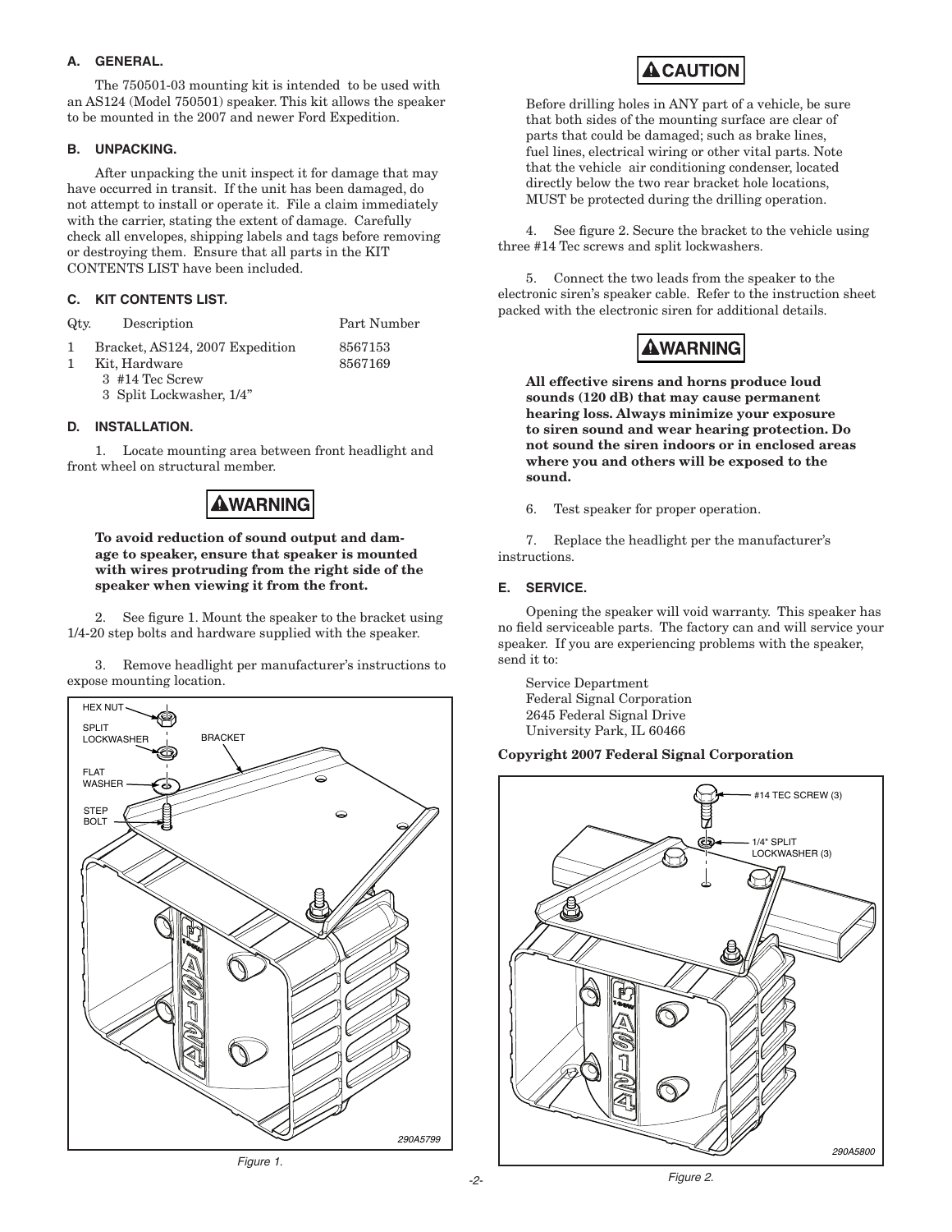### A. GENERAL.

The 750501-03 mounting kit is intended to be used with an AS124 (Model 750501) speaker. This kit allows the speaker to be mounted in the 2007 and newer Ford Expedition.

### B. UNPACKING.

After unpacking the unit inspect it for damage that may have occurred in transit. If the unit has been damaged, do not attempt to install or operate it. File a claim immediately with the carrier, stating the extent of damage. Carefully check all envelopes, shipping labels and tags before removing or destroying them. Ensure that all parts in the KIT CONTENTS LIST have been included.

### C. KIT CONTENTS LIST.

| Qty. | Description | Part Number |
|---|---|---|
| 1 | Bracket, AS124, 2007 Expedition | 8567153 |
| 1 | Kit, Hardware | 8567169 |
| | 3 #14 Tec Screw | |
| | 3 Split Lockwasher, 1/4" | |

### D. INSTALLATION.

1. Locate mounting area between front headlight and front wheel on structural member.

**⚠WARNING**

**To avoid reduction of sound output and damage to speaker, ensure that speaker is mounted with wires protruding from the right side of the speaker when viewing it from the front.**

2. See figure 1. Mount the speaker to the bracket using 1/4-20 step bolts and hardware supplied with the speaker.

3. Remove headlight per manufacturer's instructions to expose mounting location.

HEX NUT
SPLIT LOCKWASHER
BRACKET
FLAT WASHER
STEP BOLT
290A5799

*Figure 1.*

**⚠CAUTION**

Before drilling holes in ANY part of a vehicle, be sure that both sides of the mounting surface are clear of parts that could be damaged; such as brake lines, fuel lines, electrical wiring or other vital parts. Note that the vehicle air conditioning condenser, located directly below the two rear bracket hole locations, MUST be protected during the drilling operation.

4. See figure 2. Secure the bracket to the vehicle using three #14 Tec screws and split lockwashers.

5. Connect the two leads from the speaker to the electronic siren's speaker cable. Refer to the instruction sheet packed with the electronic siren for additional details.

**⚠WARNING**

**All effective sirens and horns produce loud sounds (120 dB) that may cause permanent hearing loss. Always minimize your exposure to siren sound and wear hearing protection. Do not sound the siren indoors or in enclosed areas where you and others will be exposed to the sound.**

6. Test speaker for proper operation.

7. Replace the headlight per the manufacturer's instructions.

### E. SERVICE.

Opening the speaker will void warranty. This speaker has no field serviceable parts. The factory can and will service your speaker. If you are experiencing problems with the speaker, send it to:

Service Department
Federal Signal Corporation
2645 Federal Signal Drive
University Park, IL 60466

**Copyright 2007 Federal Signal Corporation**

#14 TEC SCREW (3)
1/4" SPLIT LOCKWASHER (3)
290A5800

*Figure 2.*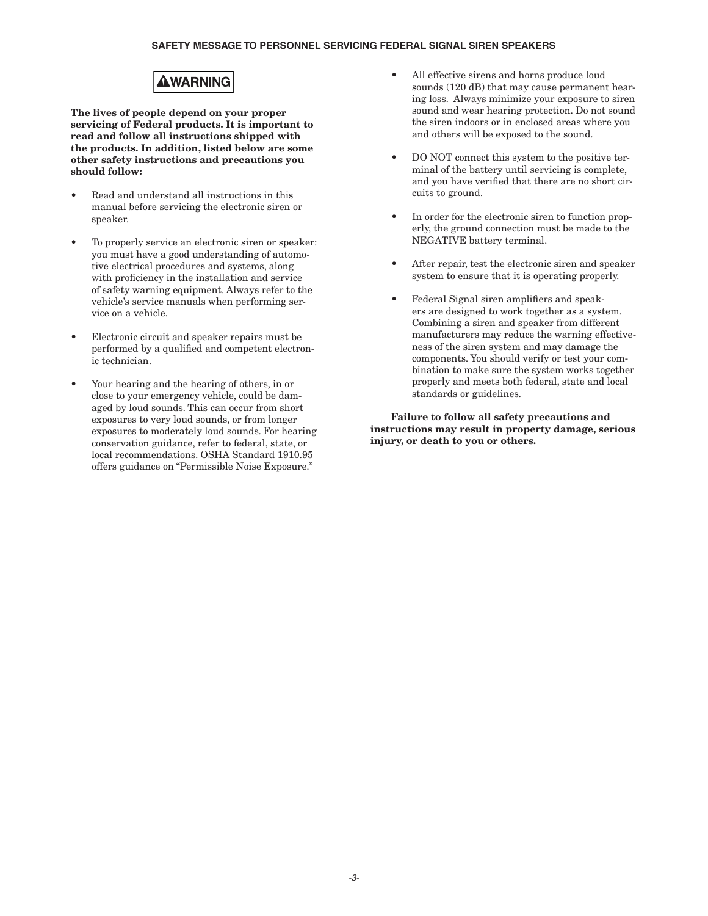# SAFETY MESSAGE TO PERSONNEL SERVICING FEDERAL SIGNAL SIREN SPEAKERS

## ⚠WARNING

**The lives of people depend on your proper servicing of Federal products. It is important to read and follow all instructions shipped with the products. In addition, listed below are some other safety instructions and precautions you should follow:**

- Read and understand all instructions in this manual before servicing the electronic siren or speaker.
- To properly service an electronic siren or speaker: you must have a good understanding of automotive electrical procedures and systems, along with proficiency in the installation and service of safety warning equipment. Always refer to the vehicle's service manuals when performing service on a vehicle.
- Electronic circuit and speaker repairs must be performed by a qualified and competent electronic technician.
- Your hearing and the hearing of others, in or close to your emergency vehicle, could be damaged by loud sounds. This can occur from short exposures to very loud sounds, or from longer exposures to moderately loud sounds. For hearing conservation guidance, refer to federal, state, or local recommendations. OSHA Standard 1910.95 offers guidance on "Permissible Noise Exposure."
- All effective sirens and horns produce loud sounds (120 dB) that may cause permanent hearing loss. Always minimize your exposure to siren sound and wear hearing protection. Do not sound the siren indoors or in enclosed areas where you and others will be exposed to the sound.
- DO NOT connect this system to the positive terminal of the battery until servicing is complete, and you have verified that there are no short circuits to ground.
- In order for the electronic siren to function properly, the ground connection must be made to the NEGATIVE battery terminal.
- After repair, test the electronic siren and speaker system to ensure that it is operating properly.
- Federal Signal siren amplifiers and speakers are designed to work together as a system. Combining a siren and speaker from different manufacturers may reduce the warning effectiveness of the siren system and may damage the components. You should verify or test your combination to make sure the system works together properly and meets both federal, state and local standards or guidelines.

**Failure to follow all safety precautions and instructions may result in property damage, serious injury, or death to you or others.**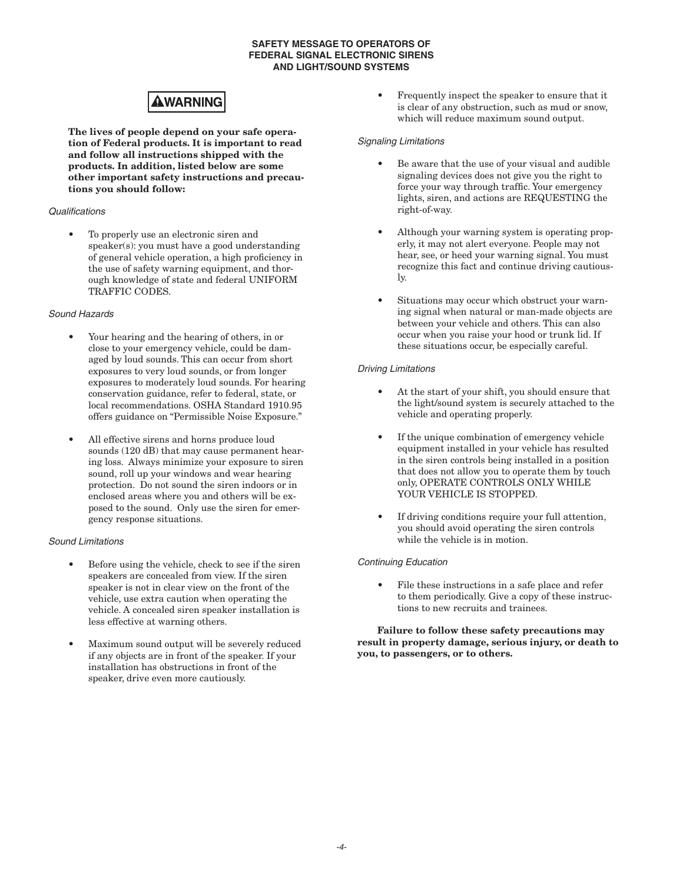# SAFETY MESSAGE TO OPERATORS OF FEDERAL SIGNAL ELECTRONIC SIRENS AND LIGHT/SOUND SYSTEMS

**⚠WARNING**

**The lives of people depend on your safe operation of Federal products. It is important to read and follow all instructions shipped with the products. In addition, listed below are some other important safety instructions and precautions you should follow:**

*Qualifications*

- To properly use an electronic siren and speaker(s): you must have a good understanding of general vehicle operation, a high proficiency in the use of safety warning equipment, and thorough knowledge of state and federal UNIFORM TRAFFIC CODES.

*Sound Hazards*

- Your hearing and the hearing of others, in or close to your emergency vehicle, could be damaged by loud sounds. This can occur from short exposures to very loud sounds, or from longer exposures to moderately loud sounds. For hearing conservation guidance, refer to federal, state, or local recommendations. OSHA Standard 1910.95 offers guidance on "Permissible Noise Exposure."
- All effective sirens and horns produce loud sounds (120 dB) that may cause permanent hearing loss. Always minimize your exposure to siren sound, roll up your windows and wear hearing protection. Do not sound the siren indoors or in enclosed areas where you and others will be exposed to the sound. Only use the siren for emergency response situations.

*Sound Limitations*

- Before using the vehicle, check to see if the siren speakers are concealed from view. If the siren speaker is not in clear view on the front of the vehicle, use extra caution when operating the vehicle. A concealed siren speaker installation is less effective at warning others.
- Maximum sound output will be severely reduced if any objects are in front of the speaker. If your installation has obstructions in front of the speaker, drive even more cautiously.
- Frequently inspect the speaker to ensure that it is clear of any obstruction, such as mud or snow, which will reduce maximum sound output.

*Signaling Limitations*

- Be aware that the use of your visual and audible signaling devices does not give you the right to force your way through traffic. Your emergency lights, siren, and actions are REQUESTING the right-of-way.
- Although your warning system is operating properly, it may not alert everyone. People may not hear, see, or heed your warning signal. You must recognize this fact and continue driving cautiously.
- Situations may occur which obstruct your warning signal when natural or man-made objects are between your vehicle and others. This can also occur when you raise your hood or trunk lid. If these situations occur, be especially careful.

*Driving Limitations*

- At the start of your shift, you should ensure that the light/sound system is securely attached to the vehicle and operating properly.
- If the unique combination of emergency vehicle equipment installed in your vehicle has resulted in the siren controls being installed in a position that does not allow you to operate them by touch only, OPERATE CONTROLS ONLY WHILE YOUR VEHICLE IS STOPPED.
- If driving conditions require your full attention, you should avoid operating the siren controls while the vehicle is in motion.

*Continuing Education*

- File these instructions in a safe place and refer to them periodically. Give a copy of these instructions to new recruits and trainees.

**Failure to follow these safety precautions may result in property damage, serious injury, or death to you, to passengers, or to others.**